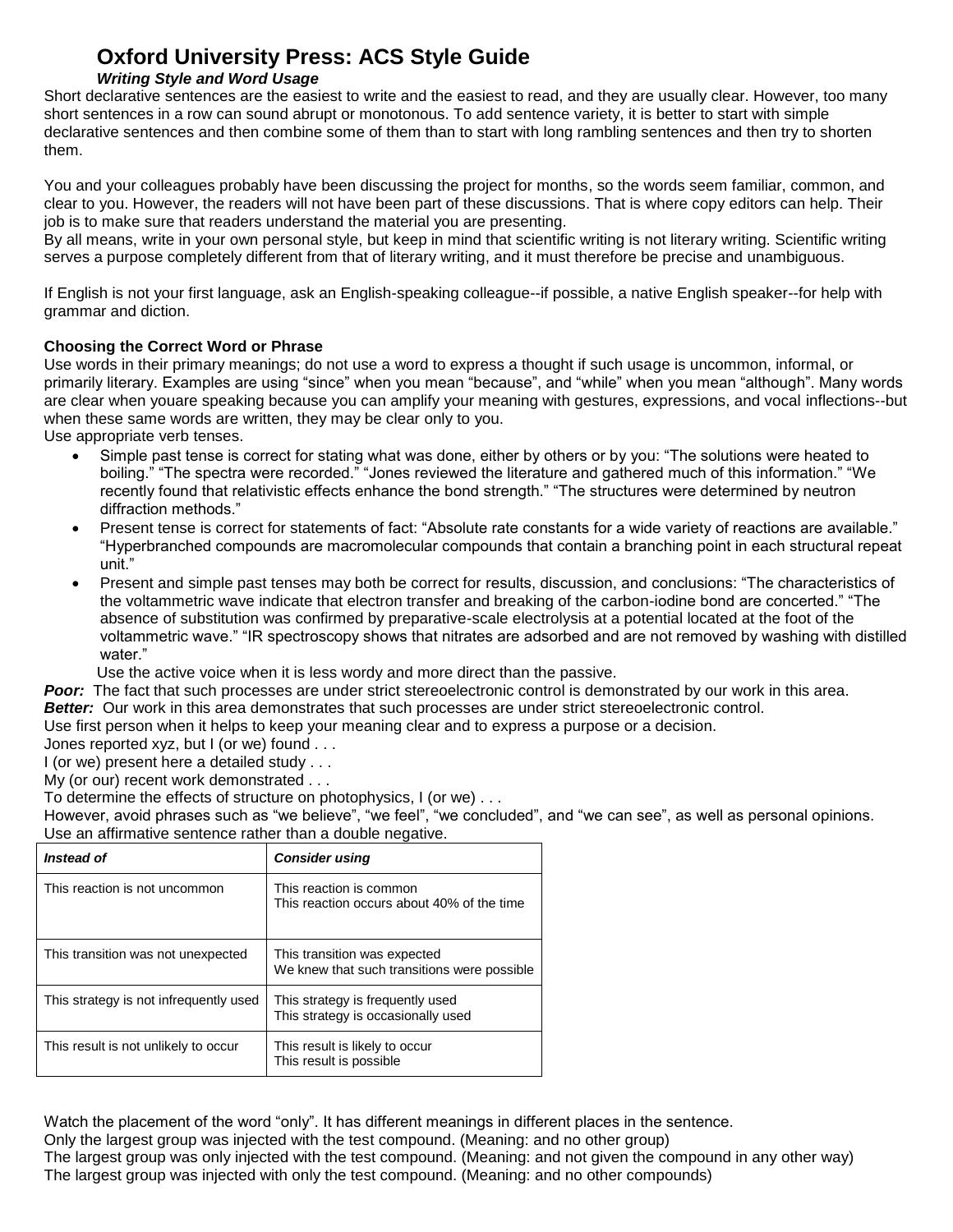# Oxford University Press: ACS Style Guide

***Writing Style and Word Usage***

Short declarative sentences are the easiest to write and the easiest to read, and they are usually clear. However, too many short sentences in a row can sound abrupt or monotonous. To add sentence variety, it is better to start with simple declarative sentences and then combine some of them than to start with long rambling sentences and then try to shorten them.

You and your colleagues probably have been discussing the project for months, so the words seem familiar, common, and clear to you. However, the readers will not have been part of these discussions. That is where copy editors can help. Their job is to make sure that readers understand the material you are presenting.

By all means, write in your own personal style, but keep in mind that scientific writing is not literary writing. Scientific writing serves a purpose completely different from that of literary writing, and it must therefore be precise and unambiguous.

If English is not your first language, ask an English-speaking colleague--if possible, a native English speaker--for help with grammar and diction.

### Choosing the Correct Word or Phrase

Use words in their primary meanings; do not use a word to express a thought if such usage is uncommon, informal, or primarily literary. Examples are using "since" when you mean "because", and "while" when you mean "although". Many words are clear when youare speaking because you can amplify your meaning with gestures, expressions, and vocal inflections--but when these same words are written, they may be clear only to you.

Use appropriate verb tenses.

- Simple past tense is correct for stating what was done, either by others or by you: "The solutions were heated to boiling." "The spectra were recorded." "Jones reviewed the literature and gathered much of this information." "We recently found that relativistic effects enhance the bond strength." "The structures were determined by neutron diffraction methods."
- Present tense is correct for statements of fact: "Absolute rate constants for a wide variety of reactions are available." "Hyperbranched compounds are macromolecular compounds that contain a branching point in each structural repeat unit."
- Present and simple past tenses may both be correct for results, discussion, and conclusions: "The characteristics of the voltammetric wave indicate that electron transfer and breaking of the carbon-iodine bond are concerted." "The absence of substitution was confirmed by preparative-scale electrolysis at a potential located at the foot of the voltammetric wave." "IR spectroscopy shows that nitrates are adsorbed and are not removed by washing with distilled water."

Use the active voice when it is less wordy and more direct than the passive.

***Poor:*** The fact that such processes are under strict stereoelectronic control is demonstrated by our work in this area.

***Better:*** Our work in this area demonstrates that such processes are under strict stereoelectronic control.

Use first person when it helps to keep your meaning clear and to express a purpose or a decision.

Jones reported xyz, but I (or we) found . . .

I (or we) present here a detailed study . . .

My (or our) recent work demonstrated . . .

To determine the effects of structure on photophysics, I (or we) . . .

However, avoid phrases such as "we believe", "we feel", "we concluded", and "we can see", as well as personal opinions.

Use an affirmative sentence rather than a double negative.

| ***Instead of*** | ***Consider using*** |
|---|---|
| This reaction is not uncommon | This reaction is common<br>This reaction occurs about 40% of the time |
| This transition was not unexpected | This transition was expected<br>We knew that such transitions were possible |
| This strategy is not infrequently used | This strategy is frequently used<br>This strategy is occasionally used |
| This result is not unlikely to occur | This result is likely to occur<br>This result is possible |

Watch the placement of the word "only". It has different meanings in different places in the sentence.

Only the largest group was injected with the test compound. (Meaning: and no other group)

The largest group was only injected with the test compound. (Meaning: and not given the compound in any other way)

The largest group was injected with only the test compound. (Meaning: and no other compounds)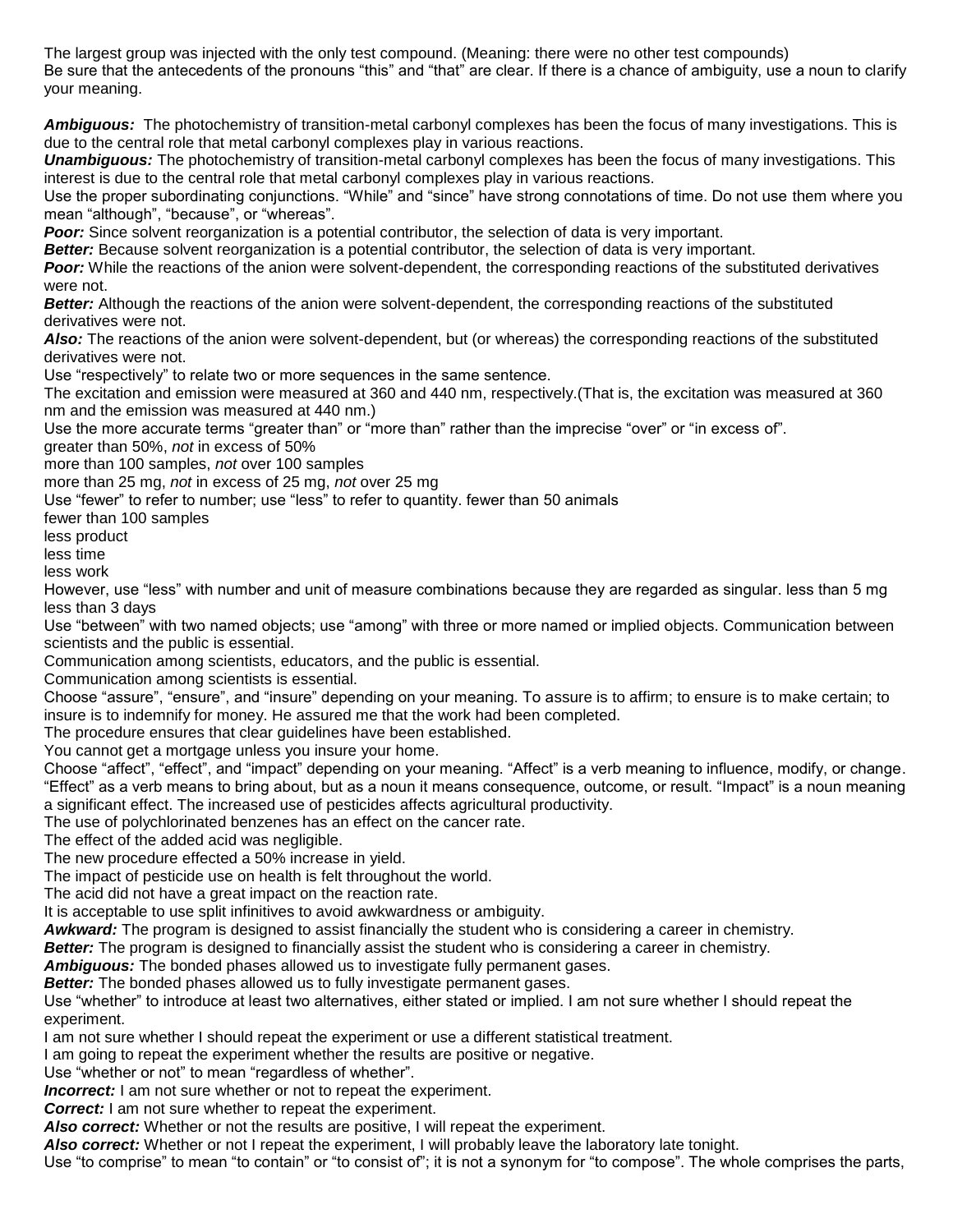The largest group was injected with the only test compound. (Meaning: there were no other test compounds)
Be sure that the antecedents of the pronouns "this" and "that" are clear. If there is a chance of ambiguity, use a noun to clarify your meaning.

***Ambiguous:*** The photochemistry of transition-metal carbonyl complexes has been the focus of many investigations. This is due to the central role that metal carbonyl complexes play in various reactions.
***Unambiguous:*** The photochemistry of transition-metal carbonyl complexes has been the focus of many investigations. This interest is due to the central role that metal carbonyl complexes play in various reactions.
Use the proper subordinating conjunctions. "While" and "since" have strong connotations of time. Do not use them where you mean "although", "because", or "whereas".
***Poor:*** Since solvent reorganization is a potential contributor, the selection of data is very important.
***Better:*** Because solvent reorganization is a potential contributor, the selection of data is very important.
***Poor:*** While the reactions of the anion were solvent-dependent, the corresponding reactions of the substituted derivatives were not.
***Better:*** Although the reactions of the anion were solvent-dependent, the corresponding reactions of the substituted derivatives were not.
***Also:*** The reactions of the anion were solvent-dependent, but (or whereas) the corresponding reactions of the substituted derivatives were not.
Use "respectively" to relate two or more sequences in the same sentence.
The excitation and emission were measured at 360 and 440 nm, respectively.(That is, the excitation was measured at 360 nm and the emission was measured at 440 nm.)
Use the more accurate terms "greater than" or "more than" rather than the imprecise "over" or "in excess of".
greater than 50%, *not* in excess of 50%
more than 100 samples, *not* over 100 samples
more than 25 mg, *not* in excess of 25 mg, *not* over 25 mg
Use "fewer" to refer to number; use "less" to refer to quantity. fewer than 50 animals
fewer than 100 samples
less product
less time
less work
However, use "less" with number and unit of measure combinations because they are regarded as singular. less than 5 mg
less than 3 days
Use "between" with two named objects; use "among" with three or more named or implied objects. Communication between scientists and the public is essential.
Communication among scientists, educators, and the public is essential.
Communication among scientists is essential.
Choose "assure", "ensure", and "insure" depending on your meaning. To assure is to affirm; to ensure is to make certain; to insure is to indemnify for money. He assured me that the work had been completed.
The procedure ensures that clear guidelines have been established.
You cannot get a mortgage unless you insure your home.
Choose "affect", "effect", and "impact" depending on your meaning. "Affect" is a verb meaning to influence, modify, or change. "Effect" as a verb means to bring about, but as a noun it means consequence, outcome, or result. "Impact" is a noun meaning a significant effect. The increased use of pesticides affects agricultural productivity.
The use of polychlorinated benzenes has an effect on the cancer rate.
The effect of the added acid was negligible.
The new procedure effected a 50% increase in yield.
The impact of pesticide use on health is felt throughout the world.
The acid did not have a great impact on the reaction rate.
It is acceptable to use split infinitives to avoid awkwardness or ambiguity.
***Awkward:*** The program is designed to assist financially the student who is considering a career in chemistry.
***Better:*** The program is designed to financially assist the student who is considering a career in chemistry.
***Ambiguous:*** The bonded phases allowed us to investigate fully permanent gases.
***Better:*** The bonded phases allowed us to fully investigate permanent gases.
Use "whether" to introduce at least two alternatives, either stated or implied. I am not sure whether I should repeat the experiment.
I am not sure whether I should repeat the experiment or use a different statistical treatment.
I am going to repeat the experiment whether the results are positive or negative.
Use "whether or not" to mean "regardless of whether".
***Incorrect:*** I am not sure whether or not to repeat the experiment.
***Correct:*** I am not sure whether to repeat the experiment.
***Also correct:*** Whether or not the results are positive, I will repeat the experiment.
***Also correct:*** Whether or not I repeat the experiment, I will probably leave the laboratory late tonight.
Use "to comprise" to mean "to contain" or "to consist of"; it is not a synonym for "to compose". The whole comprises the parts,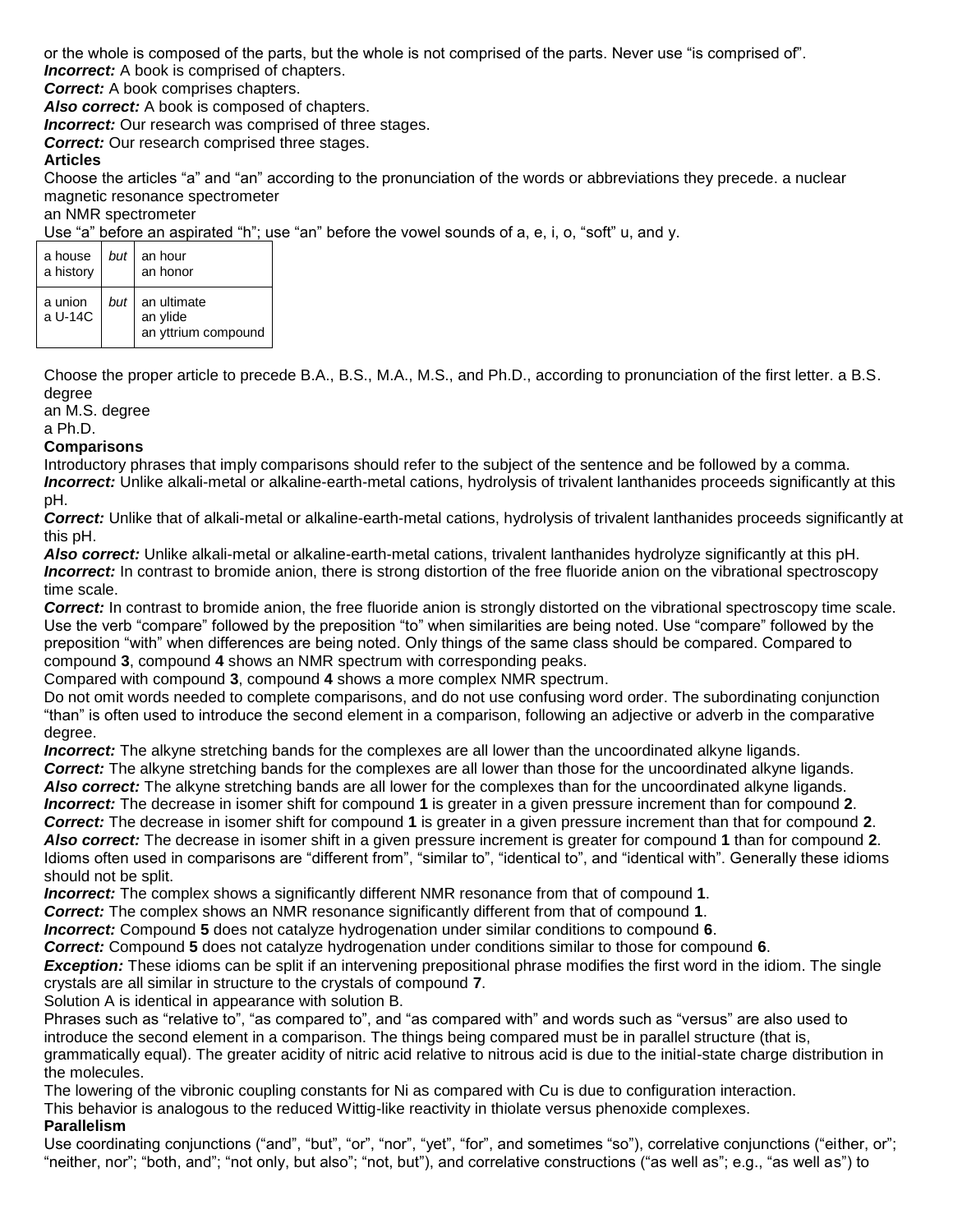or the whole is composed of the parts, but the whole is not comprised of the parts. Never use "is comprised of".

***Incorrect:*** A book is comprised of chapters.

***Correct:*** A book comprises chapters.

***Also correct:*** A book is composed of chapters.

***Incorrect:*** Our research was comprised of three stages.

***Correct:*** Our research comprised three stages.

**Articles**

Choose the articles "a" and "an" according to the pronunciation of the words or abbreviations they precede. a nuclear magnetic resonance spectrometer

an NMR spectrometer

Use "a" before an aspirated "h"; use "an" before the vowel sounds of a, e, i, o, "soft" u, and y.

| | | |
|---|---|---|
| a house<br>a history | *but* | an hour<br>an honor |
| a union<br>a U-14C | *but* | an ultimate<br>an ylide<br>an yttrium compound |

Choose the proper article to precede B.A., B.S., M.A., M.S., and Ph.D., according to pronunciation of the first letter. a B.S. degree

an M.S. degree

a Ph.D.

**Comparisons**

Introductory phrases that imply comparisons should refer to the subject of the sentence and be followed by a comma.

***Incorrect:*** Unlike alkali-metal or alkaline-earth-metal cations, hydrolysis of trivalent lanthanides proceeds significantly at this pH.

***Correct:*** Unlike that of alkali-metal or alkaline-earth-metal cations, hydrolysis of trivalent lanthanides proceeds significantly at this pH.

***Also correct:*** Unlike alkali-metal or alkaline-earth-metal cations, trivalent lanthanides hydrolyze significantly at this pH.

***Incorrect:*** In contrast to bromide anion, there is strong distortion of the free fluoride anion on the vibrational spectroscopy time scale.

***Correct:*** In contrast to bromide anion, the free fluoride anion is strongly distorted on the vibrational spectroscopy time scale.

Use the verb "compare" followed by the preposition "to" when similarities are being noted. Use "compare" followed by the preposition "with" when differences are being noted. Only things of the same class should be compared. Compared to compound **3**, compound **4** shows an NMR spectrum with corresponding peaks.

Compared with compound **3**, compound **4** shows a more complex NMR spectrum.

Do not omit words needed to complete comparisons, and do not use confusing word order. The subordinating conjunction "than" is often used to introduce the second element in a comparison, following an adjective or adverb in the comparative degree.

***Incorrect:*** The alkyne stretching bands for the complexes are all lower than the uncoordinated alkyne ligands.

***Correct:*** The alkyne stretching bands for the complexes are all lower than those for the uncoordinated alkyne ligands.

***Also correct:*** The alkyne stretching bands are all lower for the complexes than for the uncoordinated alkyne ligands.

***Incorrect:*** The decrease in isomer shift for compound **1** is greater in a given pressure increment than for compound **2**.

***Correct:*** The decrease in isomer shift for compound **1** is greater in a given pressure increment than that for compound **2**.

***Also correct:*** The decrease in isomer shift in a given pressure increment is greater for compound **1** than for compound **2**.

Idioms often used in comparisons are "different from", "similar to", "identical to", and "identical with". Generally these idioms should not be split.

***Incorrect:*** The complex shows a significantly different NMR resonance from that of compound **1**.

***Correct:*** The complex shows an NMR resonance significantly different from that of compound **1**.

***Incorrect:*** Compound **5** does not catalyze hydrogenation under similar conditions to compound **6**.

***Correct:*** Compound **5** does not catalyze hydrogenation under conditions similar to those for compound **6**.

***Exception:*** These idioms can be split if an intervening prepositional phrase modifies the first word in the idiom. The single crystals are all similar in structure to the crystals of compound **7**.

Solution A is identical in appearance with solution B.

Phrases such as "relative to", "as compared to", and "as compared with" and words such as "versus" are also used to introduce the second element in a comparison. The things being compared must be in parallel structure (that is, grammatically equal). The greater acidity of nitric acid relative to nitrous acid is due to the initial-state charge distribution in the molecules.

The lowering of the vibronic coupling constants for Ni as compared with Cu is due to configuration interaction.

This behavior is analogous to the reduced Wittig-like reactivity in thiolate versus phenoxide complexes.

**Parallelism**

Use coordinating conjunctions ("and", "but", "or", "nor", "yet", "for", and sometimes "so"), correlative conjunctions ("either, or"; "neither, nor"; "both, and"; "not only, but also"; "not, but"), and correlative constructions ("as well as"; e.g., "as well as") to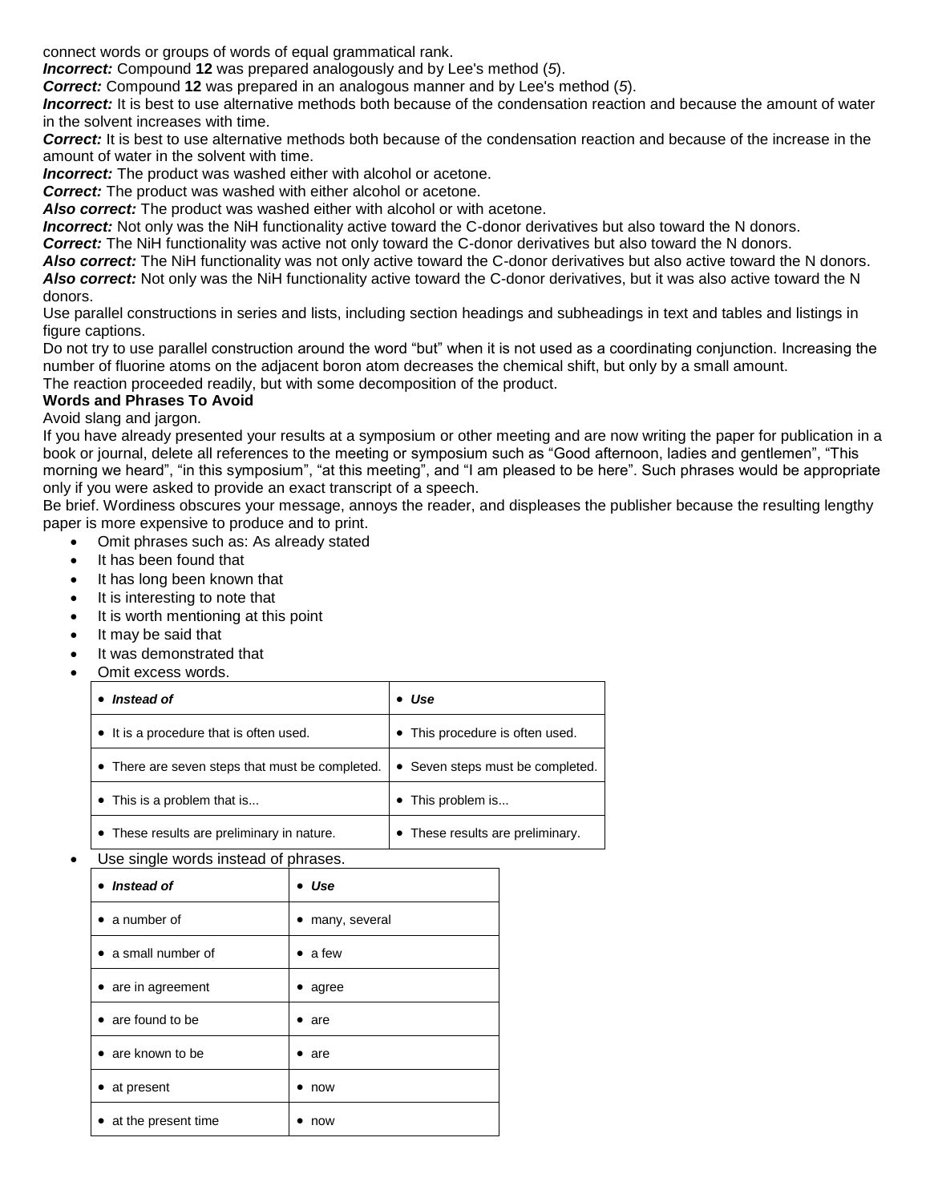connect words or groups of words of equal grammatical rank.

***Incorrect:*** Compound **12** was prepared analogously and by Lee's method (*5*).

***Correct:*** Compound **12** was prepared in an analogous manner and by Lee's method (*5*).

***Incorrect:*** It is best to use alternative methods both because of the condensation reaction and because the amount of water in the solvent increases with time.

***Correct:*** It is best to use alternative methods both because of the condensation reaction and because of the increase in the amount of water in the solvent with time.

***Incorrect:*** The product was washed either with alcohol or acetone.

***Correct:*** The product was washed with either alcohol or acetone.

***Also correct:*** The product was washed either with alcohol or with acetone.

***Incorrect:*** Not only was the NiH functionality active toward the C-donor derivatives but also toward the N donors.

***Correct:*** The NiH functionality was active not only toward the C-donor derivatives but also toward the N donors.

***Also correct:*** The NiH functionality was not only active toward the C-donor derivatives but also active toward the N donors.

***Also correct:*** Not only was the NiH functionality active toward the C-donor derivatives, but it was also active toward the N donors.

Use parallel constructions in series and lists, including section headings and subheadings in text and tables and listings in figure captions.

Do not try to use parallel construction around the word "but" when it is not used as a coordinating conjunction. Increasing the number of fluorine atoms on the adjacent boron atom decreases the chemical shift, but only by a small amount.

The reaction proceeded readily, but with some decomposition of the product.

**Words and Phrases To Avoid**

Avoid slang and jargon.

If you have already presented your results at a symposium or other meeting and are now writing the paper for publication in a book or journal, delete all references to the meeting or symposium such as "Good afternoon, ladies and gentlemen", "This morning we heard", "in this symposium", "at this meeting", and "I am pleased to be here". Such phrases would be appropriate only if you were asked to provide an exact transcript of a speech.

Be brief. Wordiness obscures your message, annoys the reader, and displeases the publisher because the resulting lengthy paper is more expensive to produce and to print.

- Omit phrases such as: As already stated
- It has been found that
- It has long been known that
- It is interesting to note that
- It is worth mentioning at this point
- It may be said that
- It was demonstrated that
- Omit excess words.

| ***Instead of*** | ***Use*** |
|---|---|
| It is a procedure that is often used. | This procedure is often used. |
| There are seven steps that must be completed. | Seven steps must be completed. |
| This is a problem that is... | This problem is... |
| These results are preliminary in nature. | These results are preliminary. |

- Use single words instead of phrases.

| ***Instead of*** | ***Use*** |
|---|---|
| a number of | many, several |
| a small number of | a few |
| are in agreement | agree |
| are found to be | are |
| are known to be | are |
| at present | now |
| at the present time | now |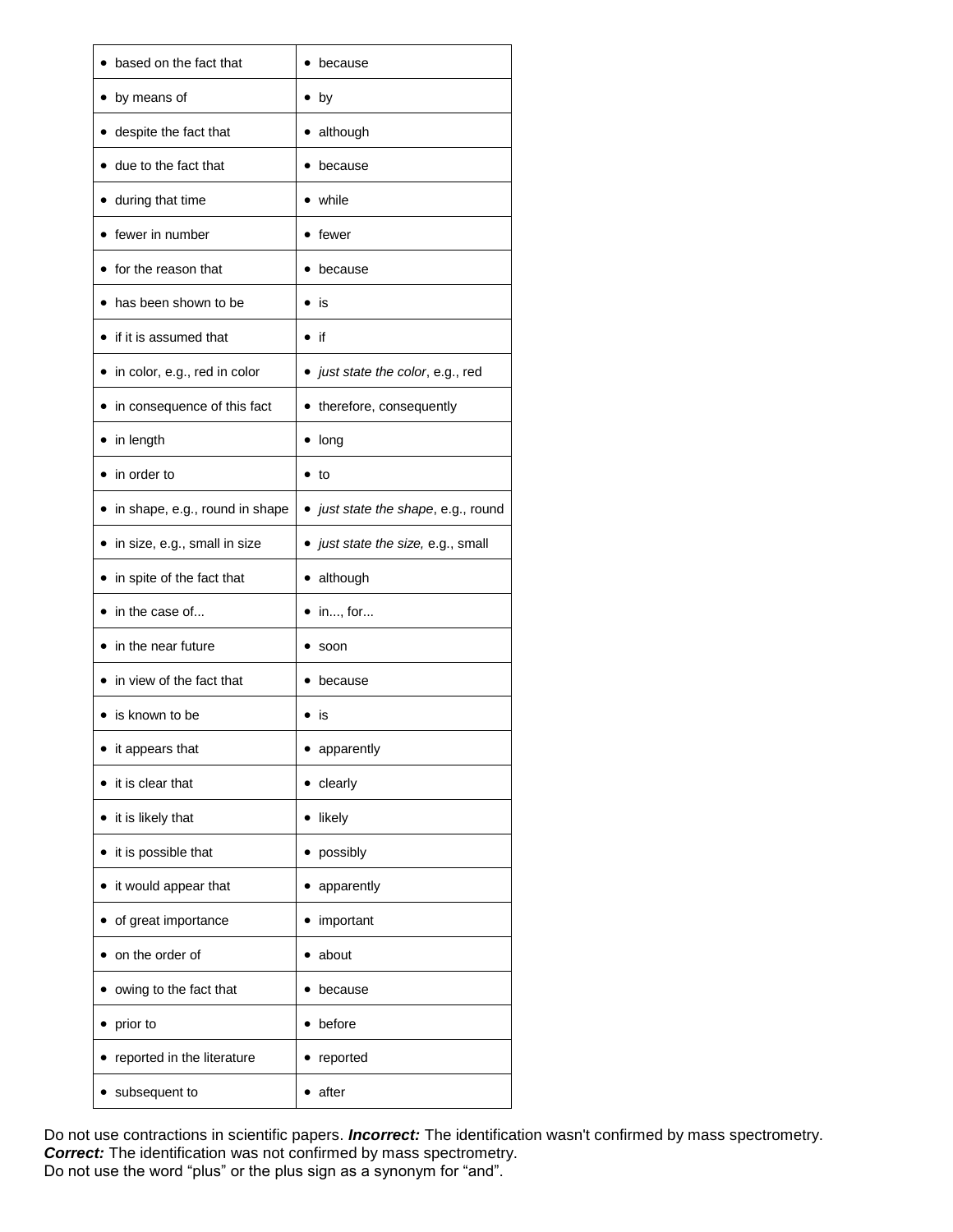| | |
|---|---|
| • based on the fact that | • because |
| • by means of | • by |
| • despite the fact that | • although |
| • due to the fact that | • because |
| • during that time | • while |
| • fewer in number | • fewer |
| • for the reason that | • because |
| • has been shown to be | • is |
| • if it is assumed that | • if |
| • in color, e.g., red in color | • *just state the color*, e.g., red |
| • in consequence of this fact | • therefore, consequently |
| • in length | • long |
| • in order to | • to |
| • in shape, e.g., round in shape | • *just state the shape*, e.g., round |
| • in size, e.g., small in size | • *just state the size,* e.g., small |
| • in spite of the fact that | • although |
| • in the case of... | • in..., for... |
| • in the near future | • soon |
| • in view of the fact that | • because |
| • is known to be | • is |
| • it appears that | • apparently |
| • it is clear that | • clearly |
| • it is likely that | • likely |
| • it is possible that | • possibly |
| • it would appear that | • apparently |
| • of great importance | • important |
| • on the order of | • about |
| • owing to the fact that | • because |
| • prior to | • before |
| • reported in the literature | • reported |
| • subsequent to | • after |

Do not use contractions in scientific papers. ***Incorrect:*** The identification wasn't confirmed by mass spectrometry.
***Correct:*** The identification was not confirmed by mass spectrometry.
Do not use the word "plus" or the plus sign as a synonym for "and".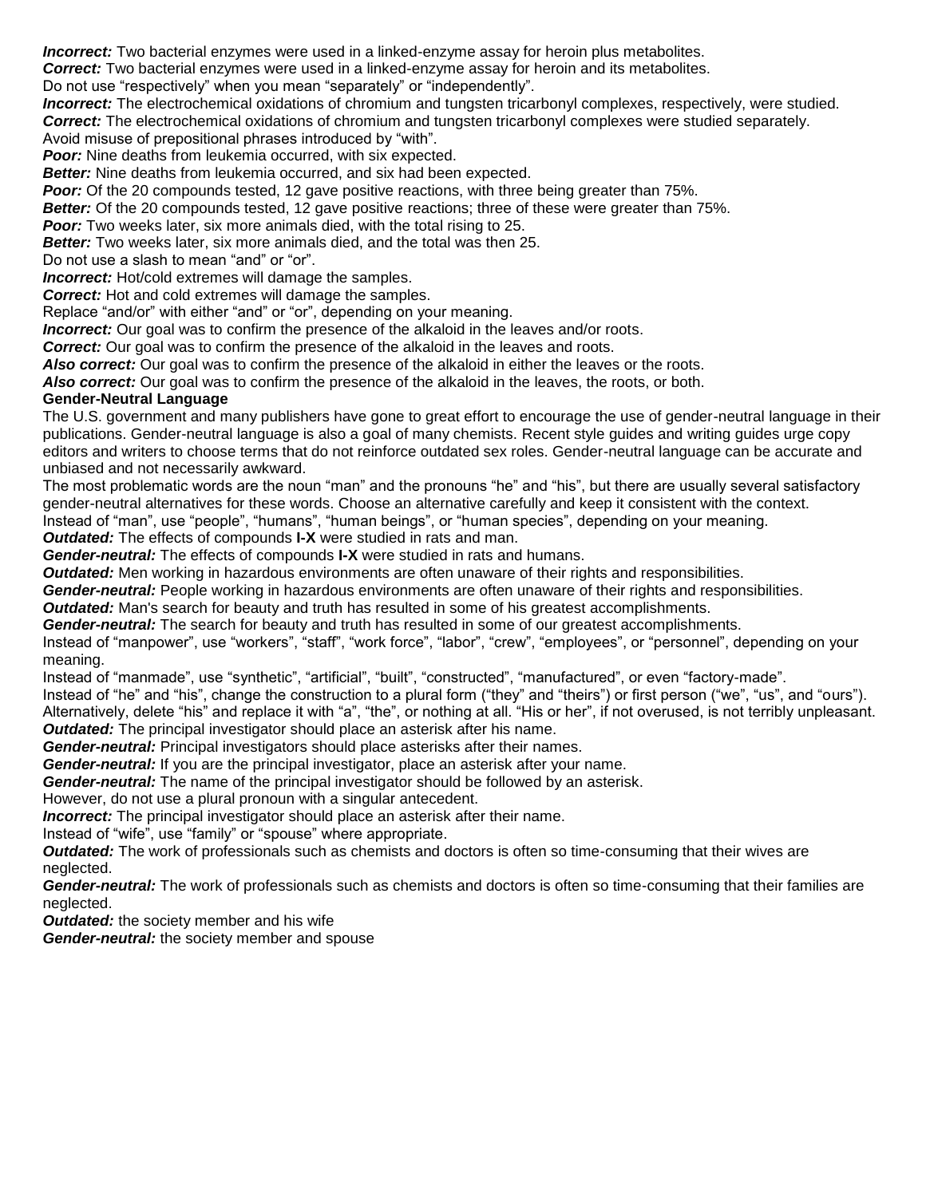***Incorrect:*** Two bacterial enzymes were used in a linked-enzyme assay for heroin plus metabolites.

***Correct:*** Two bacterial enzymes were used in a linked-enzyme assay for heroin and its metabolites.

Do not use “respectively” when you mean “separately” or “independently”.

***Incorrect:*** The electrochemical oxidations of chromium and tungsten tricarbonyl complexes, respectively, were studied.

***Correct:*** The electrochemical oxidations of chromium and tungsten tricarbonyl complexes were studied separately.

Avoid misuse of prepositional phrases introduced by “with”.

***Poor:*** Nine deaths from leukemia occurred, with six expected.

***Better:*** Nine deaths from leukemia occurred, and six had been expected.

***Poor:*** Of the 20 compounds tested, 12 gave positive reactions, with three being greater than 75%.

***Better:*** Of the 20 compounds tested, 12 gave positive reactions; three of these were greater than 75%.

***Poor:*** Two weeks later, six more animals died, with the total rising to 25.

***Better:*** Two weeks later, six more animals died, and the total was then 25.

Do not use a slash to mean “and” or “or”.

***Incorrect:*** Hot/cold extremes will damage the samples.

***Correct:*** Hot and cold extremes will damage the samples.

Replace “and/or” with either “and” or “or”, depending on your meaning.

***Incorrect:*** Our goal was to confirm the presence of the alkaloid in the leaves and/or roots.

***Correct:*** Our goal was to confirm the presence of the alkaloid in the leaves and roots.

***Also correct:*** Our goal was to confirm the presence of the alkaloid in either the leaves or the roots.

***Also correct:*** Our goal was to confirm the presence of the alkaloid in the leaves, the roots, or both.

**Gender-Neutral Language**

The U.S. government and many publishers have gone to great effort to encourage the use of gender-neutral language in their publications. Gender-neutral language is also a goal of many chemists. Recent style guides and writing guides urge copy editors and writers to choose terms that do not reinforce outdated sex roles. Gender-neutral language can be accurate and unbiased and not necessarily awkward.

The most problematic words are the noun “man” and the pronouns “he” and “his”, but there are usually several satisfactory gender-neutral alternatives for these words. Choose an alternative carefully and keep it consistent with the context.

Instead of “man”, use “people”, “humans”, “human beings”, or “human species”, depending on your meaning.

***Outdated:*** The effects of compounds **I-X** were studied in rats and man.

***Gender-neutral:*** The effects of compounds **I-X** were studied in rats and humans.

***Outdated:*** Men working in hazardous environments are often unaware of their rights and responsibilities.

***Gender-neutral:*** People working in hazardous environments are often unaware of their rights and responsibilities.

***Outdated:*** Man's search for beauty and truth has resulted in some of his greatest accomplishments.

***Gender-neutral:*** The search for beauty and truth has resulted in some of our greatest accomplishments.

Instead of “manpower”, use “workers”, “staff”, “work force”, “labor”, “crew”, “employees”, or “personnel”, depending on your meaning.

Instead of “manmade”, use “synthetic”, “artificial”, “built”, “constructed”, “manufactured”, or even “factory-made”.

Instead of “he” and “his”, change the construction to a plural form (“they” and “theirs”) or first person (“we”, “us”, and “ours”). Alternatively, delete “his” and replace it with “a”, “the”, or nothing at all. “His or her”, if not overused, is not terribly unpleasant.

***Outdated:*** The principal investigator should place an asterisk after his name.

***Gender-neutral:*** Principal investigators should place asterisks after their names.

***Gender-neutral:*** If you are the principal investigator, place an asterisk after your name.

***Gender-neutral:*** The name of the principal investigator should be followed by an asterisk.

However, do not use a plural pronoun with a singular antecedent.

***Incorrect:*** The principal investigator should place an asterisk after their name.

Instead of “wife”, use “family” or “spouse” where appropriate.

***Outdated:*** The work of professionals such as chemists and doctors is often so time-consuming that their wives are neglected.

***Gender-neutral:*** The work of professionals such as chemists and doctors is often so time-consuming that their families are neglected.

***Outdated:*** the society member and his wife

***Gender-neutral:*** the society member and spouse